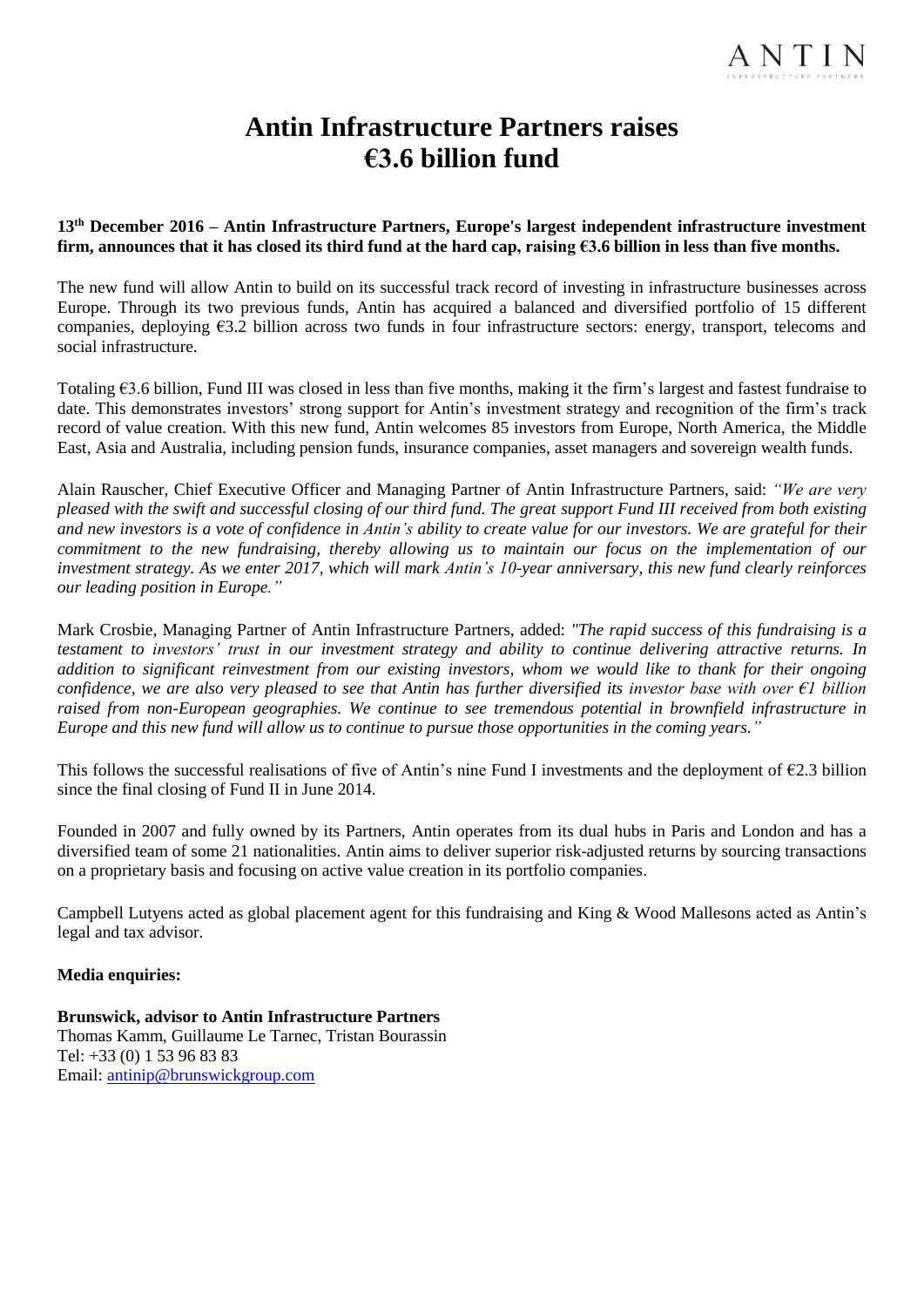# Antin Infrastructure Partners raises €3.6 billion fund

**13th December 2016 – Antin Infrastructure Partners, Europe's largest independent infrastructure investment firm, announces that it has closed its third fund at the hard cap, raising €3.6 billion in less than five months.**

The new fund will allow Antin to build on its successful track record of investing in infrastructure businesses across Europe. Through its two previous funds, Antin has acquired a balanced and diversified portfolio of 15 different companies, deploying €3.2 billion across two funds in four infrastructure sectors: energy, transport, telecoms and social infrastructure.

Totaling €3.6 billion, Fund III was closed in less than five months, making it the firm's largest and fastest fundraise to date. This demonstrates investors' strong support for Antin's investment strategy and recognition of the firm's track record of value creation. With this new fund, Antin welcomes 85 investors from Europe, North America, the Middle East, Asia and Australia, including pension funds, insurance companies, asset managers and sovereign wealth funds.

Alain Rauscher, Chief Executive Officer and Managing Partner of Antin Infrastructure Partners, said: *"We are very pleased with the swift and successful closing of our third fund. The great support Fund III received from both existing and new investors is a vote of confidence in Antin's ability to create value for our investors. We are grateful for their commitment to the new fundraising, thereby allowing us to maintain our focus on the implementation of our investment strategy. As we enter 2017, which will mark Antin's 10-year anniversary, this new fund clearly reinforces our leading position in Europe."*

Mark Crosbie, Managing Partner of Antin Infrastructure Partners, added: *"The rapid success of this fundraising is a testament to investors' trust in our investment strategy and ability to continue delivering attractive returns. In addition to significant reinvestment from our existing investors, whom we would like to thank for their ongoing confidence, we are also very pleased to see that Antin has further diversified its investor base with over €1 billion raised from non-European geographies. We continue to see tremendous potential in brownfield infrastructure in Europe and this new fund will allow us to continue to pursue those opportunities in the coming years."*

This follows the successful realisations of five of Antin's nine Fund I investments and the deployment of €2.3 billion since the final closing of Fund II in June 2014.

Founded in 2007 and fully owned by its Partners, Antin operates from its dual hubs in Paris and London and has a diversified team of some 21 nationalities. Antin aims to deliver superior risk-adjusted returns by sourcing transactions on a proprietary basis and focusing on active value creation in its portfolio companies.

Campbell Lutyens acted as global placement agent for this fundraising and King & Wood Mallesons acted as Antin's legal and tax advisor.

**Media enquiries:**

**Brunswick, advisor to Antin Infrastructure Partners**
Thomas Kamm, Guillaume Le Tarnec, Tristan Bourassin
Tel: +33 (0) 1 53 96 83 83
Email: antinip@brunswickgroup.com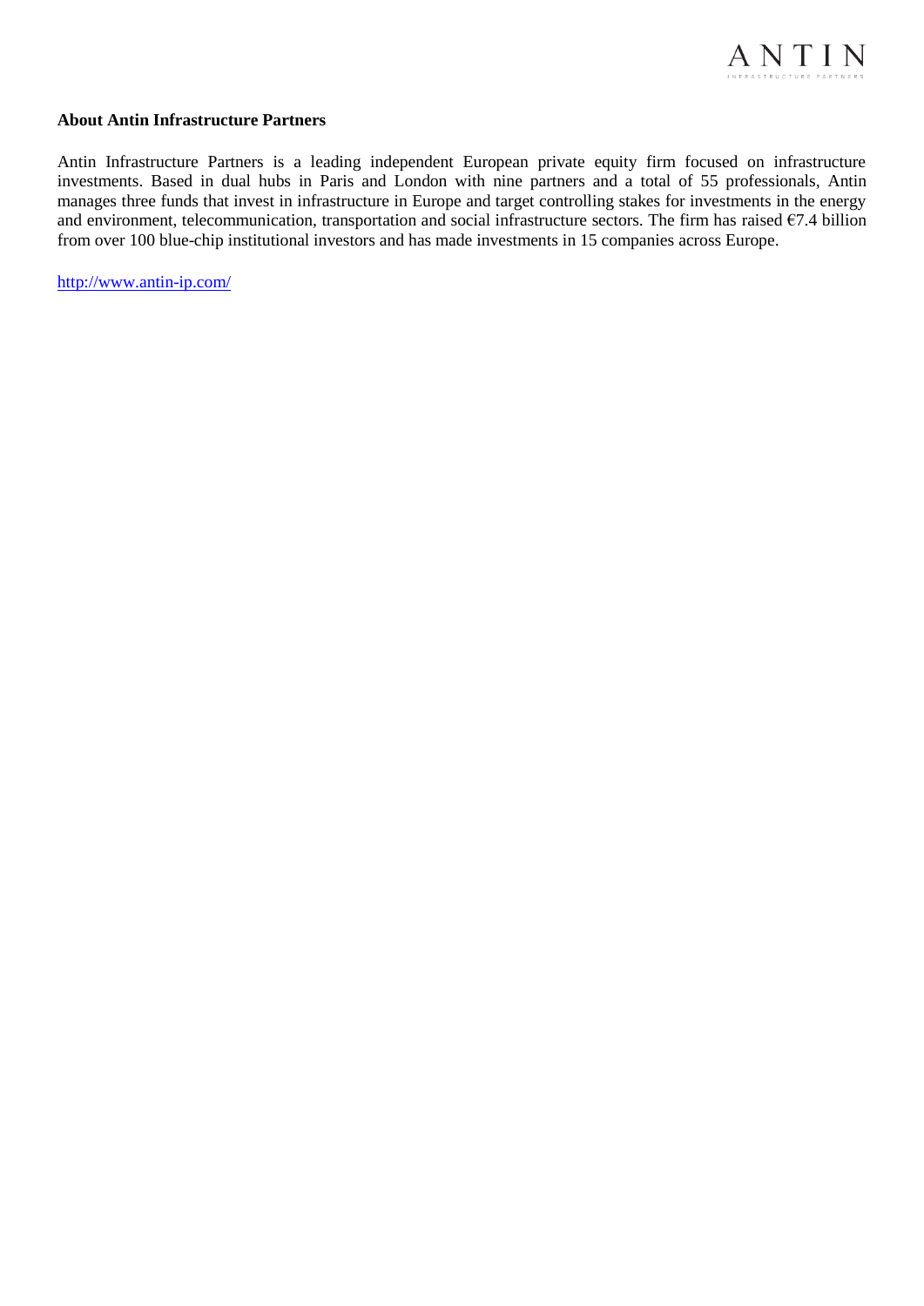**About Antin Infrastructure Partners**

Antin Infrastructure Partners is a leading independent European private equity firm focused on infrastructure investments. Based in dual hubs in Paris and London with nine partners and a total of 55 professionals, Antin manages three funds that invest in infrastructure in Europe and target controlling stakes for investments in the energy and environment, telecommunication, transportation and social infrastructure sectors. The firm has raised €7.4 billion from over 100 blue-chip institutional investors and has made investments in 15 companies across Europe.

http://www.antin-ip.com/